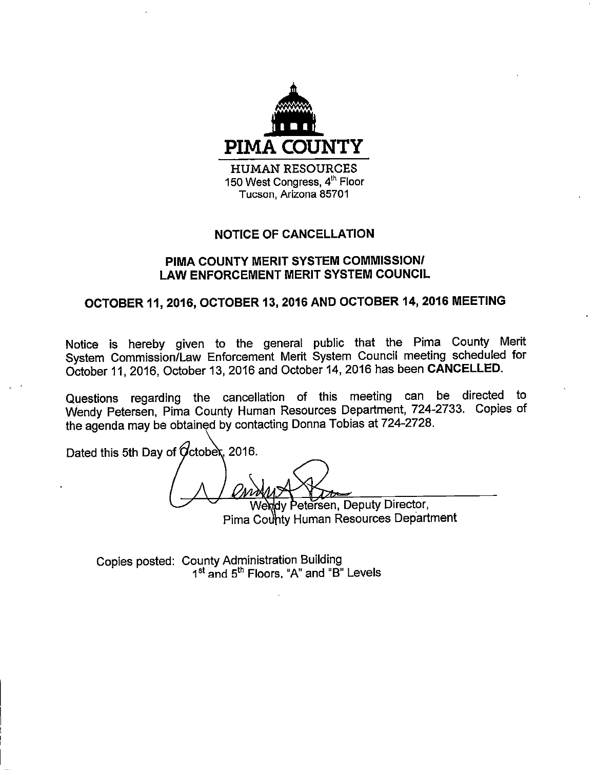# PIMA COUNTY

HUMAN RESOURCES
150 West Congress, 4th Floor
Tucson, Arizona 85701

## NOTICE OF CANCELLATION

## PIMA COUNTY MERIT SYSTEM COMMISSION/ LAW ENFORCEMENT MERIT SYSTEM COUNCIL

## OCTOBER 11, 2016, OCTOBER 13, 2016 AND OCTOBER 14, 2016 MEETING

Notice is hereby given to the general public that the Pima County Merit System Commission/Law Enforcement Merit System Council meeting scheduled for October 11, 2016, October 13, 2016 and October 14, 2016 has been **CANCELLED**.

Questions regarding the cancellation of this meeting can be directed to Wendy Petersen, Pima County Human Resources Department, 724-2733. Copies of the agenda may be obtained by contacting Donna Tobias at 724-2728.

Dated this 5th Day of October, 2016.

Wendy Petersen, Deputy Director,
Pima County Human Resources Department

Copies posted: County Administration Building
1st and 5th Floors, "A" and "B" Levels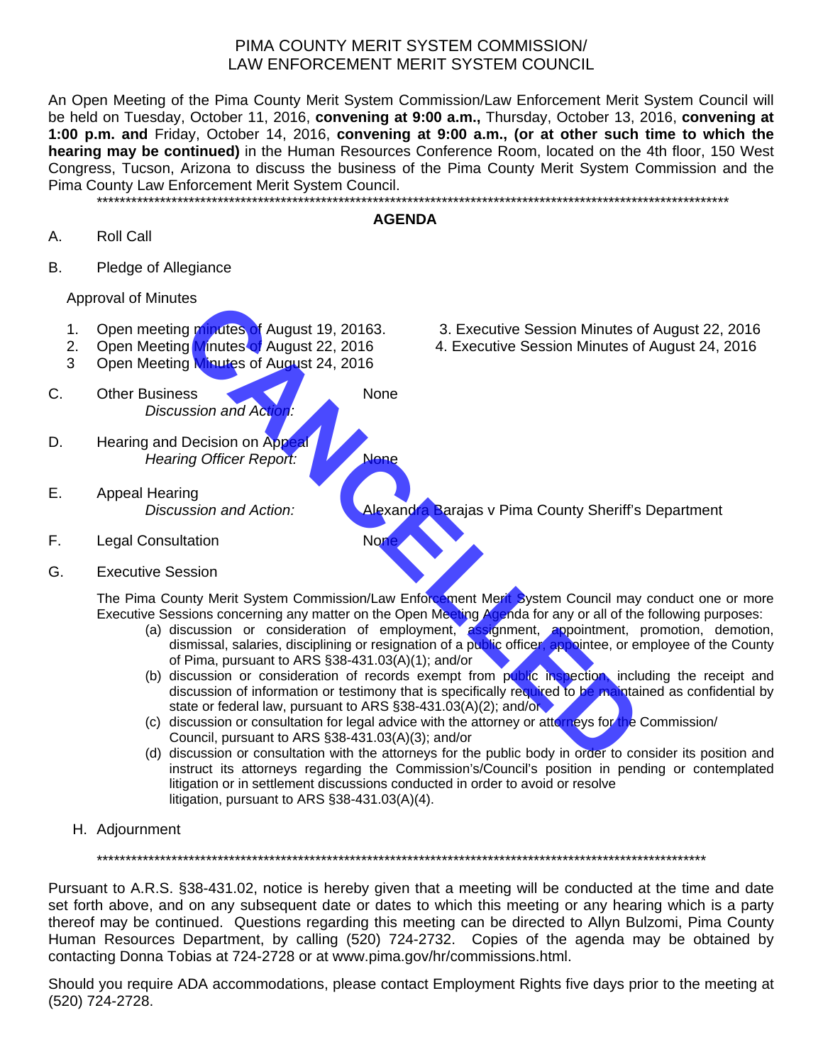PIMA COUNTY MERIT SYSTEM COMMISSION/
LAW ENFORCEMENT MERIT SYSTEM COUNCIL

An Open Meeting of the Pima County Merit System Commission/Law Enforcement Merit System Council will be held on Tuesday, October 11, 2016, **convening at 9:00 a.m.,** Thursday, October 13, 2016, **convening at 1:00 p.m. and** Friday, October 14, 2016, **convening at 9:00 a.m., (or at other such time to which the hearing may be continued)** in the Human Resources Conference Room, located on the 4th floor, 150 West Congress, Tucson, Arizona to discuss the business of the Pima County Merit System Commission and the Pima County Law Enforcement Merit System Council.

**************************************************************************************************************

**AGENDA**

CANCELLED

A. Roll Call

B. Pledge of Allegiance

Approval of Minutes

1. Open meeting minutes of August 19, 2016
2. Open Meeting Minutes of August 22, 2016
3. Open Meeting Minutes of August 24, 2016
3. Executive Session Minutes of August 22, 2016
4. Executive Session Minutes of August 24, 2016

C. Other Business — None
*Discussion and Action:*

D. Hearing and Decision on Appeal
*Hearing Officer Report:* None

E. Appeal Hearing
*Discussion and Action:* Alexandra Barajas v Pima County Sheriff's Department

F. Legal Consultation — None

G. Executive Session

The Pima County Merit System Commission/Law Enforcement Merit System Council may conduct one or more Executive Sessions concerning any matter on the Open Meeting Agenda for any or all of the following purposes:

(a) discussion or consideration of employment, assignment, appointment, promotion, demotion, dismissal, salaries, disciplining or resignation of a public officer, appointee, or employee of the County of Pima, pursuant to ARS §38-431.03(A)(1); and/or

(b) discussion or consideration of records exempt from public inspection, including the receipt and discussion of information or testimony that is specifically required to be maintained as confidential by state or federal law, pursuant to ARS §38-431.03(A)(2); and/or

(c) discussion or consultation for legal advice with the attorney or attorneys for the Commission/ Council, pursuant to ARS §38-431.03(A)(3); and/or

(d) discussion or consultation with the attorneys for the public body in order to consider its position and instruct its attorneys regarding the Commission's/Council's position in pending or contemplated litigation or in settlement discussions conducted in order to avoid or resolve litigation, pursuant to ARS §38-431.03(A)(4).

H. Adjournment

**************************************************************************************************************

Pursuant to A.R.S. §38-431.02, notice is hereby given that a meeting will be conducted at the time and date set forth above, and on any subsequent date or dates to which this meeting or any hearing which is a party thereof may be continued. Questions regarding this meeting can be directed to Allyn Bulzomi, Pima County Human Resources Department, by calling (520) 724-2732. Copies of the agenda may be obtained by contacting Donna Tobias at 724-2728 or at www.pima.gov/hr/commissions.html.

Should you require ADA accommodations, please contact Employment Rights five days prior to the meeting at (520) 724-2728.